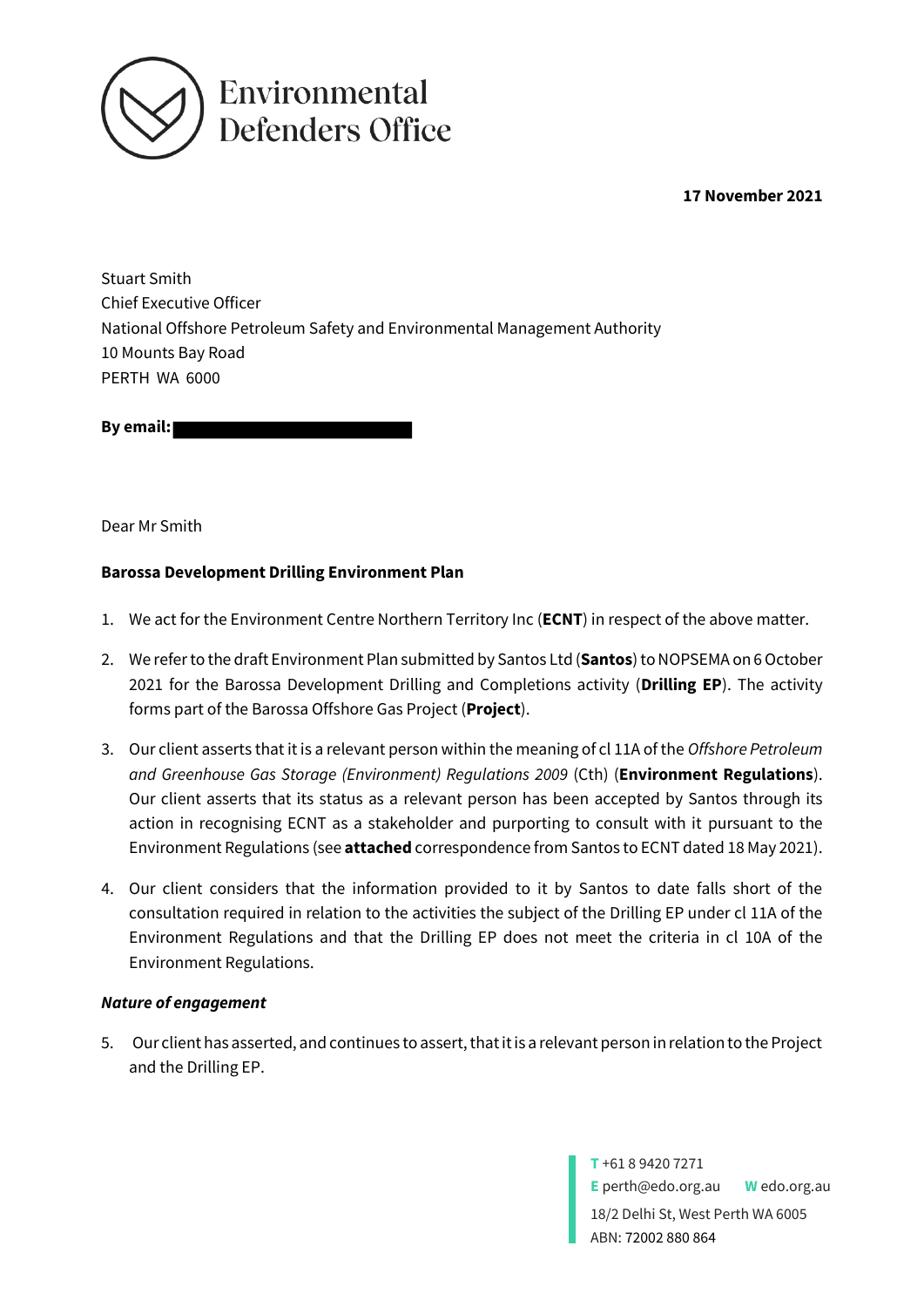Environmental Defenders Office

**17 November 2021**

Stuart Smith
Chief Executive Officer
National Offshore Petroleum Safety and Environmental Management Authority
10 Mounts Bay Road
PERTH WA 6000

**By email:**

Dear Mr Smith

**Barossa Development Drilling Environment Plan**

1. We act for the Environment Centre Northern Territory Inc (**ECNT**) in respect of the above matter.
2. We refer to the draft Environment Plan submitted by Santos Ltd (**Santos**) to NOPSEMA on 6 October 2021 for the Barossa Development Drilling and Completions activity (**Drilling EP**). The activity forms part of the Barossa Offshore Gas Project (**Project**).
3. Our client asserts that it is a relevant person within the meaning of cl 11A of the *Offshore Petroleum and Greenhouse Gas Storage (Environment) Regulations 2009* (Cth) (**Environment Regulations**). Our client asserts that its status as a relevant person has been accepted by Santos through its action in recognising ECNT as a stakeholder and purporting to consult with it pursuant to the Environment Regulations (see **attached** correspondence from Santos to ECNT dated 18 May 2021).
4. Our client considers that the information provided to it by Santos to date falls short of the consultation required in relation to the activities the subject of the Drilling EP under cl 11A of the Environment Regulations and that the Drilling EP does not meet the criteria in cl 10A of the Environment Regulations.

***Nature of engagement***

5. Our client has asserted, and continues to assert, that it is a relevant person in relation to the Project and the Drilling EP.

**T** +61 8 9420 7271
**E** perth@edo.org.au **W** edo.org.au
18/2 Delhi St, West Perth WA 6005
ABN: 72002 880 864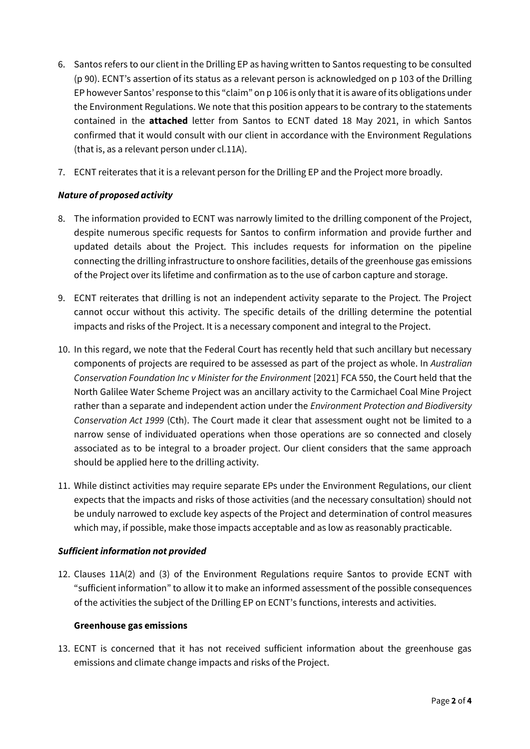6. Santos refers to our client in the Drilling EP as having written to Santos requesting to be consulted (p 90). ECNT's assertion of its status as a relevant person is acknowledged on p 103 of the Drilling EP however Santos' response to this "claim" on p 106 is only that it is aware of its obligations under the Environment Regulations. We note that this position appears to be contrary to the statements contained in the **attached** letter from Santos to ECNT dated 18 May 2021, in which Santos confirmed that it would consult with our client in accordance with the Environment Regulations (that is, as a relevant person under cl.11A).

7. ECNT reiterates that it is a relevant person for the Drilling EP and the Project more broadly.

***Nature of proposed activity***

8. The information provided to ECNT was narrowly limited to the drilling component of the Project, despite numerous specific requests for Santos to confirm information and provide further and updated details about the Project. This includes requests for information on the pipeline connecting the drilling infrastructure to onshore facilities, details of the greenhouse gas emissions of the Project over its lifetime and confirmation as to the use of carbon capture and storage.

9. ECNT reiterates that drilling is not an independent activity separate to the Project. The Project cannot occur without this activity. The specific details of the drilling determine the potential impacts and risks of the Project. It is a necessary component and integral to the Project.

10. In this regard, we note that the Federal Court has recently held that such ancillary but necessary components of projects are required to be assessed as part of the project as whole. In *Australian Conservation Foundation Inc v Minister for the Environment* [2021] FCA 550, the Court held that the North Galilee Water Scheme Project was an ancillary activity to the Carmichael Coal Mine Project rather than a separate and independent action under the *Environment Protection and Biodiversity Conservation Act 1999* (Cth). The Court made it clear that assessment ought not be limited to a narrow sense of individuated operations when those operations are so connected and closely associated as to be integral to a broader project. Our client considers that the same approach should be applied here to the drilling activity.

11. While distinct activities may require separate EPs under the Environment Regulations, our client expects that the impacts and risks of those activities (and the necessary consultation) should not be unduly narrowed to exclude key aspects of the Project and determination of control measures which may, if possible, make those impacts acceptable and as low as reasonably practicable.

***Sufficient information not provided***

12. Clauses 11A(2) and (3) of the Environment Regulations require Santos to provide ECNT with "sufficient information" to allow it to make an informed assessment of the possible consequences of the activities the subject of the Drilling EP on ECNT's functions, interests and activities.

**Greenhouse gas emissions**

13. ECNT is concerned that it has not received sufficient information about the greenhouse gas emissions and climate change impacts and risks of the Project.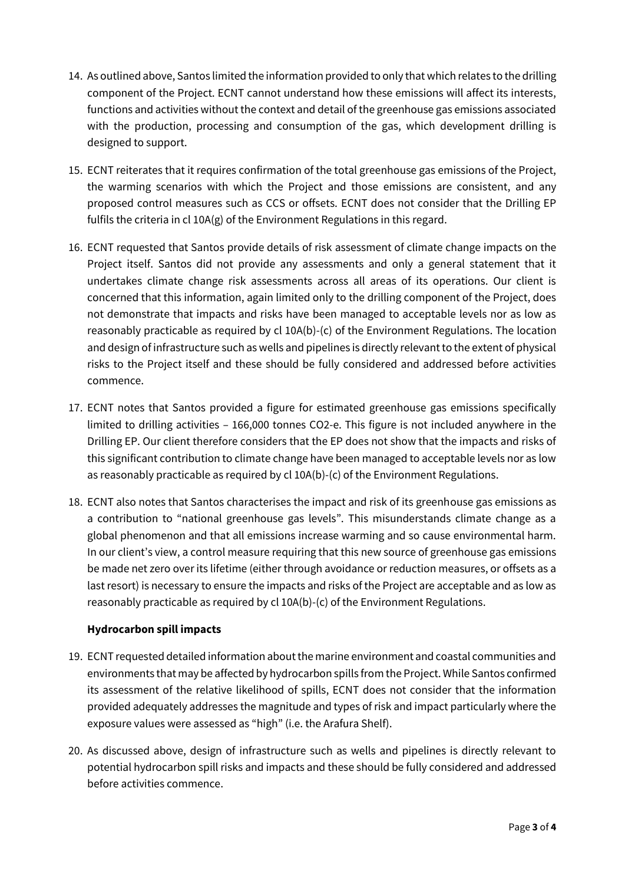14. As outlined above, Santos limited the information provided to only that which relates to the drilling component of the Project. ECNT cannot understand how these emissions will affect its interests, functions and activities without the context and detail of the greenhouse gas emissions associated with the production, processing and consumption of the gas, which development drilling is designed to support.

15. ECNT reiterates that it requires confirmation of the total greenhouse gas emissions of the Project, the warming scenarios with which the Project and those emissions are consistent, and any proposed control measures such as CCS or offsets. ECNT does not consider that the Drilling EP fulfils the criteria in cl 10A(g) of the Environment Regulations in this regard.

16. ECNT requested that Santos provide details of risk assessment of climate change impacts on the Project itself. Santos did not provide any assessments and only a general statement that it undertakes climate change risk assessments across all areas of its operations. Our client is concerned that this information, again limited only to the drilling component of the Project, does not demonstrate that impacts and risks have been managed to acceptable levels nor as low as reasonably practicable as required by cl 10A(b)-(c) of the Environment Regulations. The location and design of infrastructure such as wells and pipelines is directly relevant to the extent of physical risks to the Project itself and these should be fully considered and addressed before activities commence.

17. ECNT notes that Santos provided a figure for estimated greenhouse gas emissions specifically limited to drilling activities – 166,000 tonnes $CO_2$-e. This figure is not included anywhere in the Drilling EP. Our client therefore considers that the EP does not show that the impacts and risks of this significant contribution to climate change have been managed to acceptable levels nor as low as reasonably practicable as required by cl 10A(b)-(c) of the Environment Regulations.

18. ECNT also notes that Santos characterises the impact and risk of its greenhouse gas emissions as a contribution to "national greenhouse gas levels". This misunderstands climate change as a global phenomenon and that all emissions increase warming and so cause environmental harm. In our client's view, a control measure requiring that this new source of greenhouse gas emissions be made net zero over its lifetime (either through avoidance or reduction measures, or offsets as a last resort) is necessary to ensure the impacts and risks of the Project are acceptable and as low as reasonably practicable as required by cl 10A(b)-(c) of the Environment Regulations.

**Hydrocarbon spill impacts**

19. ECNT requested detailed information about the marine environment and coastal communities and environments that may be affected by hydrocarbon spills from the Project. While Santos confirmed its assessment of the relative likelihood of spills, ECNT does not consider that the information provided adequately addresses the magnitude and types of risk and impact particularly where the exposure values were assessed as "high" (i.e. the Arafura Shelf).

20. As discussed above, design of infrastructure such as wells and pipelines is directly relevant to potential hydrocarbon spill risks and impacts and these should be fully considered and addressed before activities commence.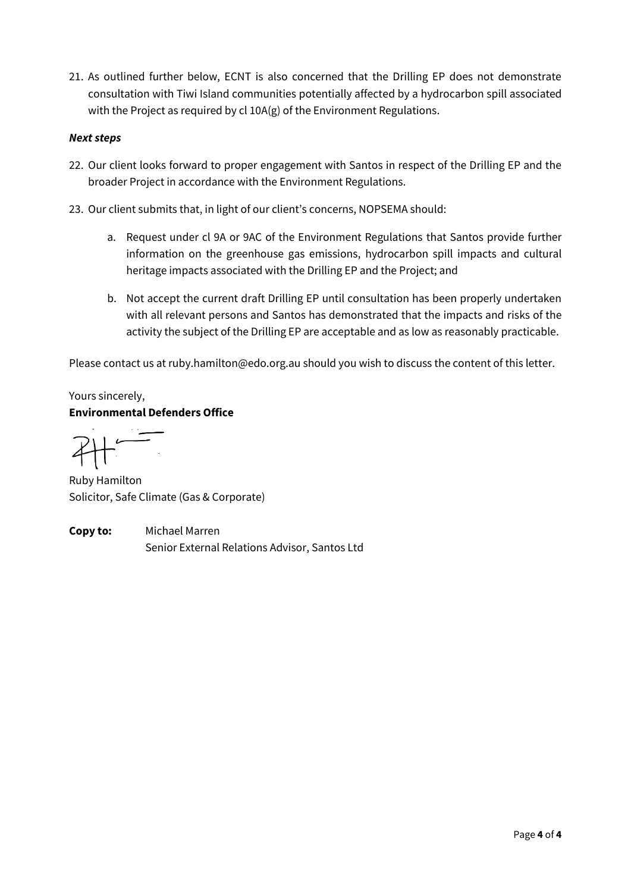21. As outlined further below, ECNT is also concerned that the Drilling EP does not demonstrate consultation with Tiwi Island communities potentially affected by a hydrocarbon spill associated with the Project as required by cl 10A(g) of the Environment Regulations.

***Next steps***

22. Our client looks forward to proper engagement with Santos in respect of the Drilling EP and the broader Project in accordance with the Environment Regulations.

23. Our client submits that, in light of our client's concerns, NOPSEMA should:

    a. Request under cl 9A or 9AC of the Environment Regulations that Santos provide further information on the greenhouse gas emissions, hydrocarbon spill impacts and cultural heritage impacts associated with the Drilling EP and the Project; and

    b. Not accept the current draft Drilling EP until consultation has been properly undertaken with all relevant persons and Santos has demonstrated that the impacts and risks of the activity the subject of the Drilling EP are acceptable and as low as reasonably practicable.

Please contact us at ruby.hamilton@edo.org.au should you wish to discuss the content of this letter.

Yours sincerely,
**Environmental Defenders Office**

Ruby Hamilton
Solicitor, Safe Climate (Gas & Corporate)

**Copy to:** Michael Marren
Senior External Relations Advisor, Santos Ltd